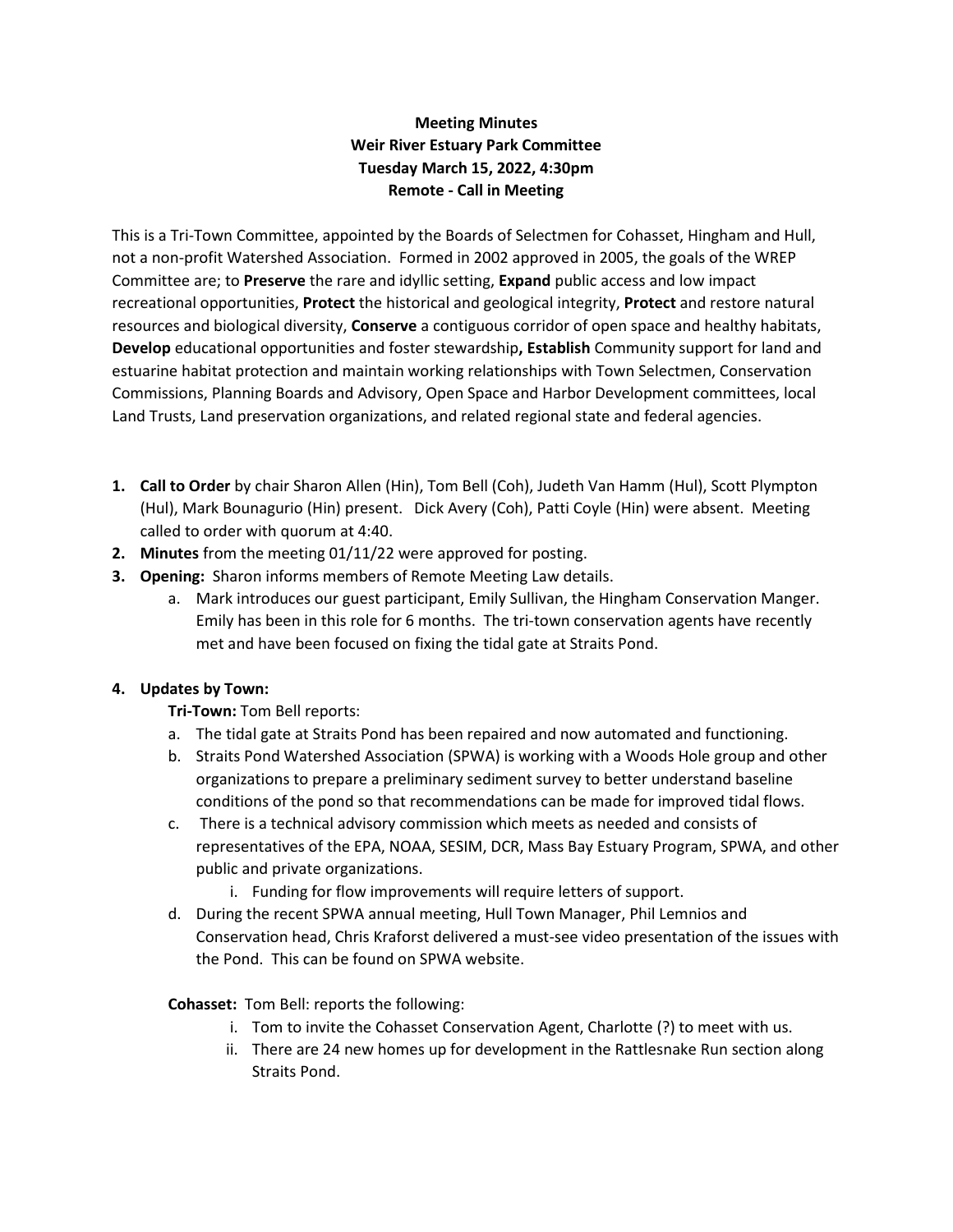**Meeting Minutes**
**Weir River Estuary Park Committee**
**Tuesday March 15, 2022, 4:30pm**
**Remote - Call in Meeting**

This is a Tri-Town Committee, appointed by the Boards of Selectmen for Cohasset, Hingham and Hull, not a non-profit Watershed Association. Formed in 2002 approved in 2005, the goals of the WREP Committee are; to **Preserve** the rare and idyllic setting, **Expand** public access and low impact recreational opportunities, **Protect** the historical and geological integrity, **Protect** and restore natural resources and biological diversity, **Conserve** a contiguous corridor of open space and healthy habitats, **Develop** educational opportunities and foster stewardship**, Establish** Community support for land and estuarine habitat protection and maintain working relationships with Town Selectmen, Conservation Commissions, Planning Boards and Advisory, Open Space and Harbor Development committees, local Land Trusts, Land preservation organizations, and related regional state and federal agencies.

1. **Call to Order** by chair Sharon Allen (Hin), Tom Bell (Coh), Judeth Van Hamm (Hul), Scott Plympton (Hul), Mark Bounagurio (Hin) present. Dick Avery (Coh), Patti Coyle (Hin) were absent. Meeting called to order with quorum at 4:40.
2. **Minutes** from the meeting 01/11/22 were approved for posting.
3. **Opening:** Sharon informs members of Remote Meeting Law details.
   a. Mark introduces our guest participant, Emily Sullivan, the Hingham Conservation Manger. Emily has been in this role for 6 months. The tri-town conservation agents have recently met and have been focused on fixing the tidal gate at Straits Pond.
4. **Updates by Town:**

   **Tri-Town:** Tom Bell reports:
   a. The tidal gate at Straits Pond has been repaired and now automated and functioning.
   b. Straits Pond Watershed Association (SPWA) is working with a Woods Hole group and other organizations to prepare a preliminary sediment survey to better understand baseline conditions of the pond so that recommendations can be made for improved tidal flows.
   c. There is a technical advisory commission which meets as needed and consists of representatives of the EPA, NOAA, SESIM, DCR, Mass Bay Estuary Program, SPWA, and other public and private organizations.
      i. Funding for flow improvements will require letters of support.
   d. During the recent SPWA annual meeting, Hull Town Manager, Phil Lemnios and Conservation head, Chris Kraforst delivered a must-see video presentation of the issues with the Pond. This can be found on SPWA website.

   **Cohasset:** Tom Bell: reports the following:
      i. Tom to invite the Cohasset Conservation Agent, Charlotte (?) to meet with us.
      ii. There are 24 new homes up for development in the Rattlesnake Run section along Straits Pond.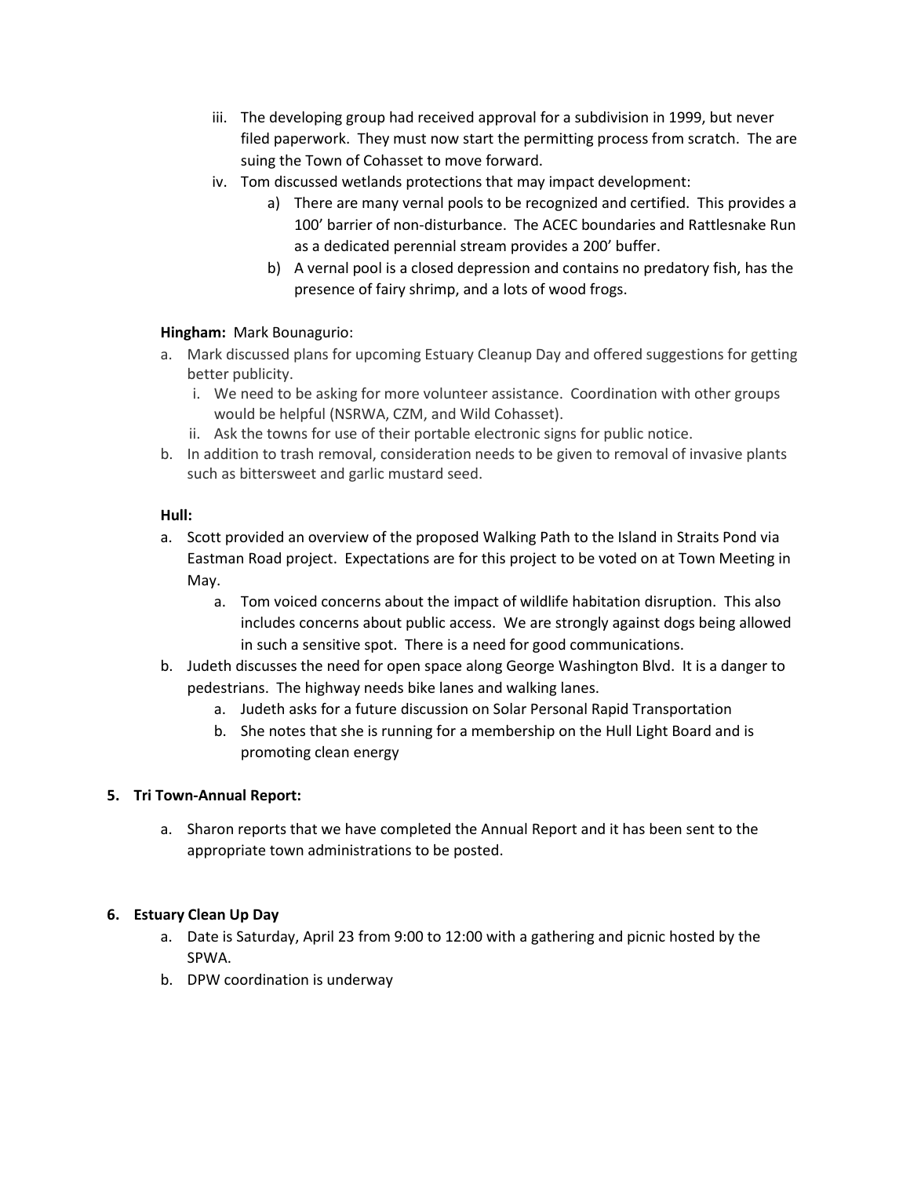iii. The developing group had received approval for a subdivision in 1999, but never filed paperwork. They must now start the permitting process from scratch. The are suing the Town of Cohasset to move forward.

iv. Tom discussed wetlands protections that may impact development:

   a) There are many vernal pools to be recognized and certified. This provides a 100' barrier of non-disturbance. The ACEC boundaries and Rattlesnake Run as a dedicated perennial stream provides a 200' buffer.

   b) A vernal pool is a closed depression and contains no predatory fish, has the presence of fairy shrimp, and a lots of wood frogs.

**Hingham:** Mark Bounagurio:

a. Mark discussed plans for upcoming Estuary Cleanup Day and offered suggestions for getting better publicity.
   i. We need to be asking for more volunteer assistance. Coordination with other groups would be helpful (NSRWA, CZM, and Wild Cohasset).
   ii. Ask the towns for use of their portable electronic signs for public notice.
b. In addition to trash removal, consideration needs to be given to removal of invasive plants such as bittersweet and garlic mustard seed.

**Hull:**

a. Scott provided an overview of the proposed Walking Path to the Island in Straits Pond via Eastman Road project. Expectations are for this project to be voted on at Town Meeting in May.
   a. Tom voiced concerns about the impact of wildlife habitation disruption. This also includes concerns about public access. We are strongly against dogs being allowed in such a sensitive spot. There is a need for good communications.
b. Judeth discusses the need for open space along George Washington Blvd. It is a danger to pedestrians. The highway needs bike lanes and walking lanes.
   a. Judeth asks for a future discussion on Solar Personal Rapid Transportation
   b. She notes that she is running for a membership on the Hull Light Board and is promoting clean energy

**5. Tri Town-Annual Report:**

a. Sharon reports that we have completed the Annual Report and it has been sent to the appropriate town administrations to be posted.

**6. Estuary Clean Up Day**

a. Date is Saturday, April 23 from 9:00 to 12:00 with a gathering and picnic hosted by the SPWA.
b. DPW coordination is underway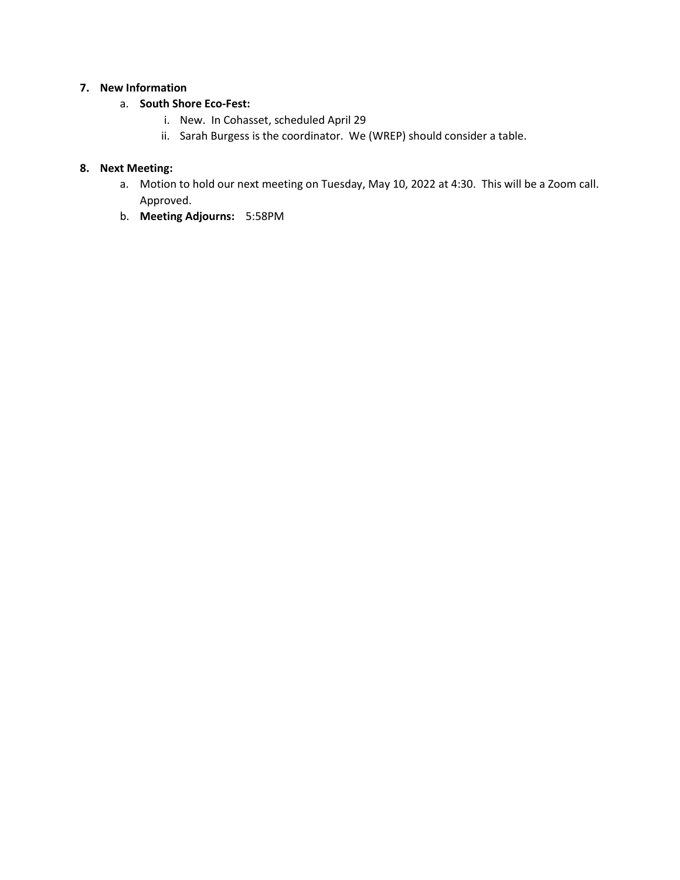7. **New Information**
    a. **South Shore Eco-Fest:**
        i. New. In Cohasset, scheduled April 29
        ii. Sarah Burgess is the coordinator. We (WREP) should consider a table.

8. **Next Meeting:**
    a. Motion to hold our next meeting on Tuesday, May 10, 2022 at 4:30. This will be a Zoom call. Approved.
    b. **Meeting Adjourns:** 5:58PM